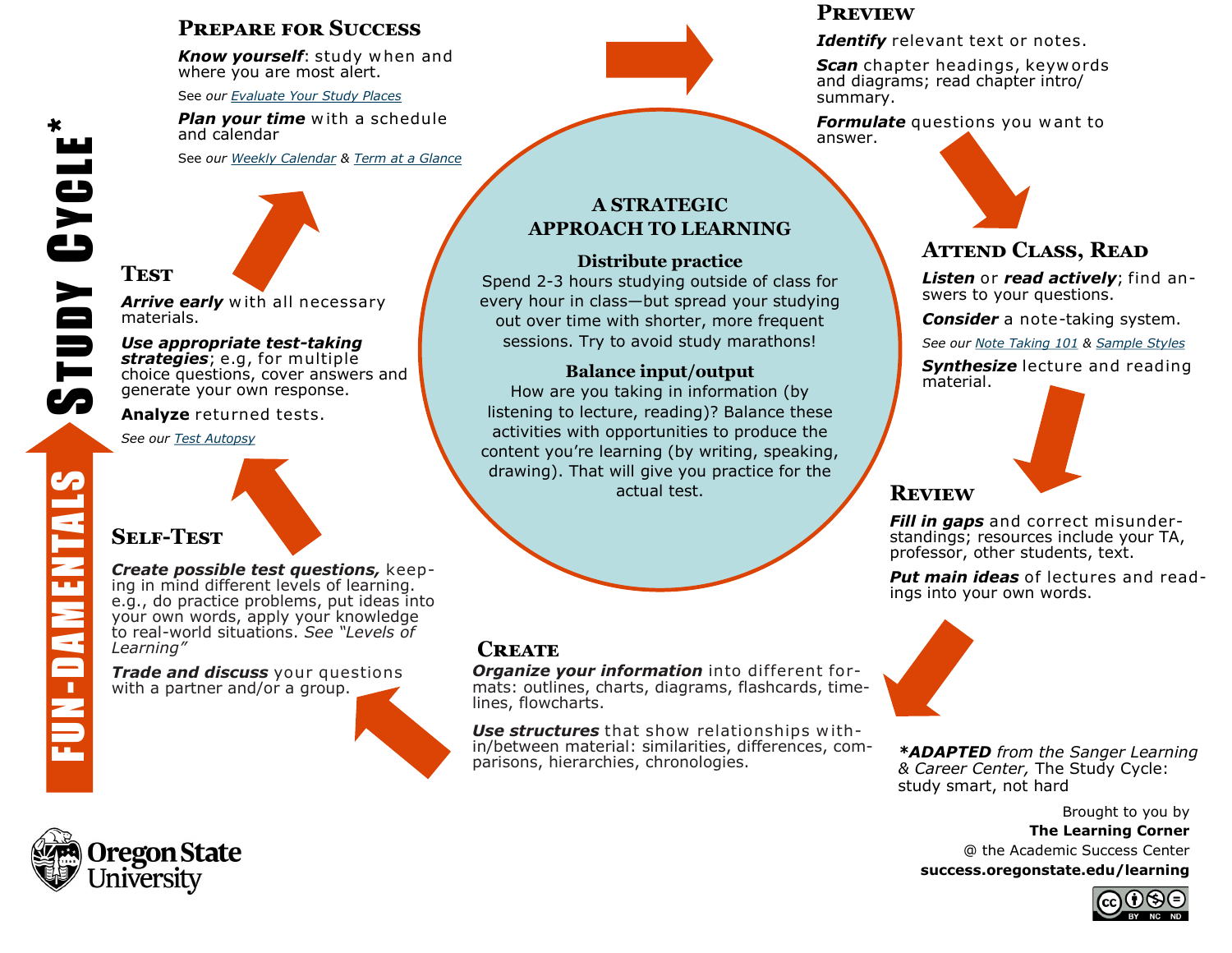# Study Cycle*

## Fun-damentals

## A Strategic Approach to Learning

### Distribute practice

Spend 2-3 hours studying outside of class for every hour in class—but spread your studying out over time with shorter, more frequent sessions. Try to avoid study marathons!

### Balance input/output

How are you taking in information (by listening to lecture, reading)? Balance these activities with opportunities to produce the content you're learning (by writing, speaking, drawing). That will give you practice for the actual test.

## Prepare for Success

***Know yourself***: study when and where you are most alert.

See our *Evaluate Your Study Places*

***Plan your time*** with a schedule and calendar

See our *Weekly Calendar* & *Term at a Glance*

## Preview

***Identify*** relevant text or notes.

***Scan*** chapter headings, keywords and diagrams; read chapter intro/ summary.

***Formulate*** questions you want to answer.

## Attend Class, Read

***Listen*** or ***read actively***; find answers to your questions.

***Consider*** a note-taking system.

See our *Note Taking 101* & *Sample Styles*

***Synthesize*** lecture and reading material.

## Review

***Fill in gaps*** and correct misunderstandings; resources include your TA, professor, other students, text.

***Put main ideas*** of lectures and readings into your own words.

## Create

***Organize your information*** into different formats: outlines, charts, diagrams, flashcards, timelines, flowcharts.

***Use structures*** that show relationships within/between material: similarities, differences, comparisons, hierarchies, chronologies.

## Self-Test

***Create possible test questions,*** keeping in mind different levels of learning. e.g., do practice problems, put ideas into your own words, apply your knowledge to real-world situations. *See "Levels of Learning"*

***Trade and discuss*** your questions with a partner and/or a group.

## Test

***Arrive early*** with all necessary materials.

***Use appropriate test-taking strategies***; e.g, for multiple choice questions, cover answers and generate your own response.

**Analyze** returned tests.

*See our Test Autopsy*

---

****ADAPTED** from the Sanger Learning & Career Center,* The Study Cycle: study smart, not hard

Brought to you by
**The Learning Corner**
@ the Academic Success Center
**success.oregonstate.edu/learning**

Oregon State University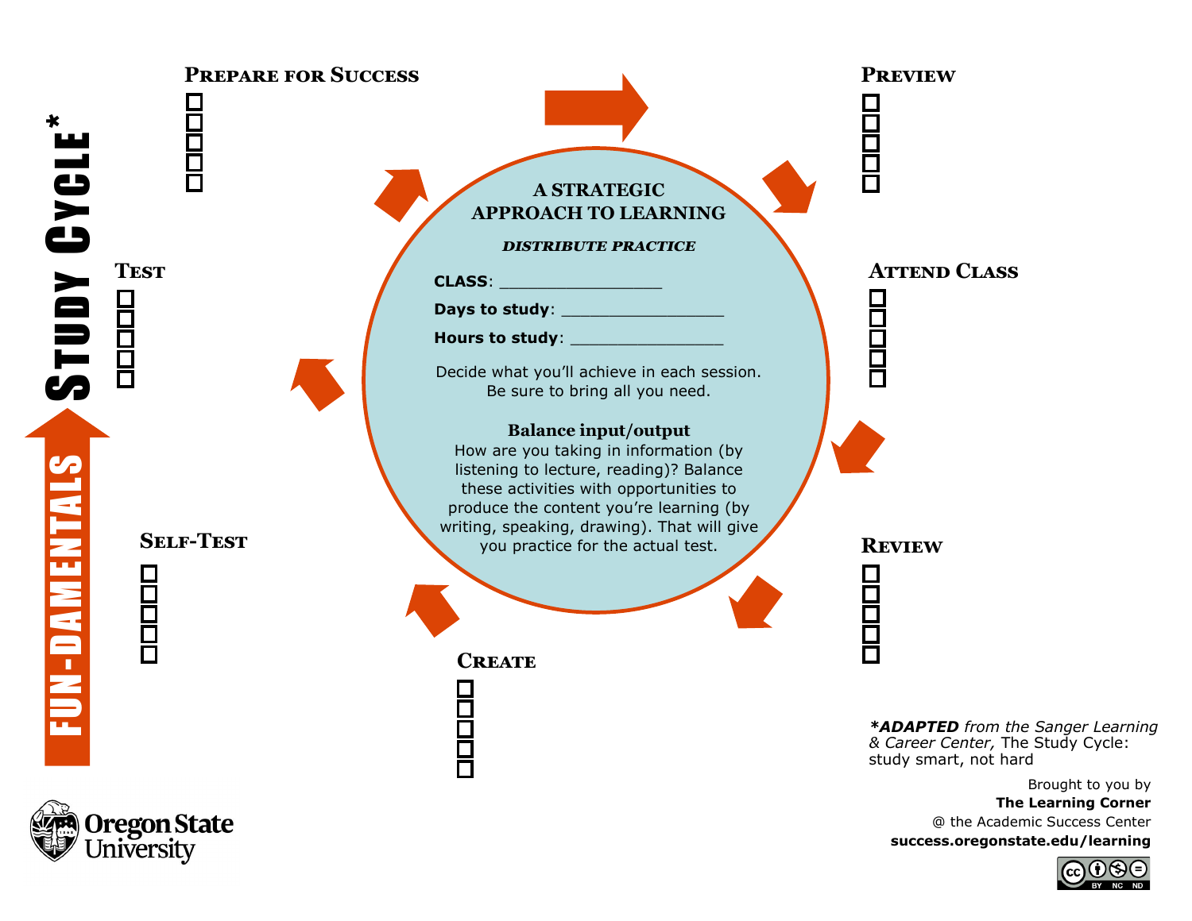# Study Cycle*

FUN-DAMENTALS

## Prepare for Success

- ☐
- ☐
- ☐
- ☐
- ☐

## Preview

- ☐
- ☐
- ☐
- ☐
- ☐

## Attend Class

- ☐
- ☐
- ☐
- ☐
- ☐

## Review

- ☐
- ☐
- ☐
- ☐
- ☐

## Create

- ☐
- ☐
- ☐
- ☐
- ☐

## Self-Test

- ☐
- ☐
- ☐
- ☐
- ☐

## Test

- ☐
- ☐
- ☐
- ☐
- ☐

## A Strategic Approach to Learning

### *Distribute Practice*

**CLASS**: ________________

**Days to study**: ________________

**Hours to study**: ________________

Decide what you'll achieve in each session. Be sure to bring all you need.

**Balance input/output**

How are you taking in information (by listening to lecture, reading)? Balance these activities with opportunities to produce the content you're learning (by writing, speaking, drawing). That will give you practice for the actual test.

***ADAPTED** from the Sanger Learning & Career Center,* The Study Cycle: study smart, not hard

Brought to you by
**The Learning Corner**
@ the Academic Success Center
**success.oregonstate.edu/learning**

Oregon State University